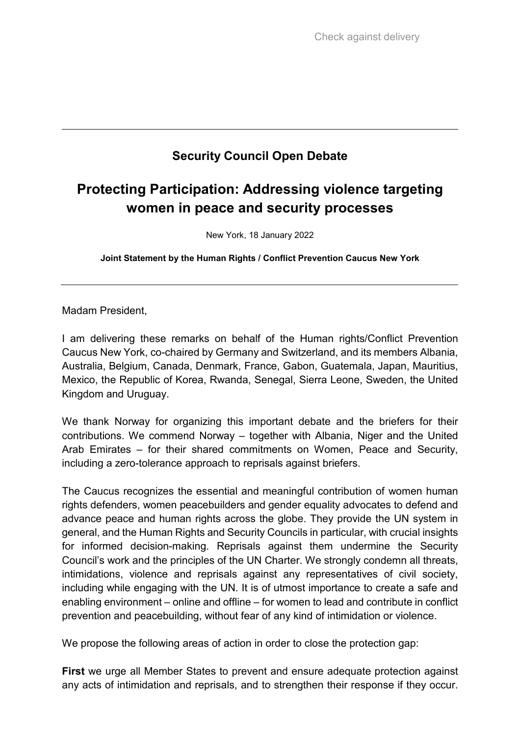Check against delivery

---

## Security Council Open Debate

# Protecting Participation: Addressing violence targeting women in peace and security processes

New York, 18 January 2022

**Joint Statement by the Human Rights / Conflict Prevention Caucus New York**

---

Madam President,

I am delivering these remarks on behalf of the Human rights/Conflict Prevention Caucus New York, co-chaired by Germany and Switzerland, and its members Albania, Australia, Belgium, Canada, Denmark, France, Gabon, Guatemala, Japan, Mauritius, Mexico, the Republic of Korea, Rwanda, Senegal, Sierra Leone, Sweden, the United Kingdom and Uruguay.

We thank Norway for organizing this important debate and the briefers for their contributions. We commend Norway – together with Albania, Niger and the United Arab Emirates – for their shared commitments on Women, Peace and Security, including a zero-tolerance approach to reprisals against briefers.

The Caucus recognizes the essential and meaningful contribution of women human rights defenders, women peacebuilders and gender equality advocates to defend and advance peace and human rights across the globe. They provide the UN system in general, and the Human Rights and Security Councils in particular, with crucial insights for informed decision-making. Reprisals against them undermine the Security Council's work and the principles of the UN Charter. We strongly condemn all threats, intimidations, violence and reprisals against any representatives of civil society, including while engaging with the UN. It is of utmost importance to create a safe and enabling environment – online and offline – for women to lead and contribute in conflict prevention and peacebuilding, without fear of any kind of intimidation or violence.

We propose the following areas of action in order to close the protection gap:

**First** we urge all Member States to prevent and ensure adequate protection against any acts of intimidation and reprisals, and to strengthen their response if they occur.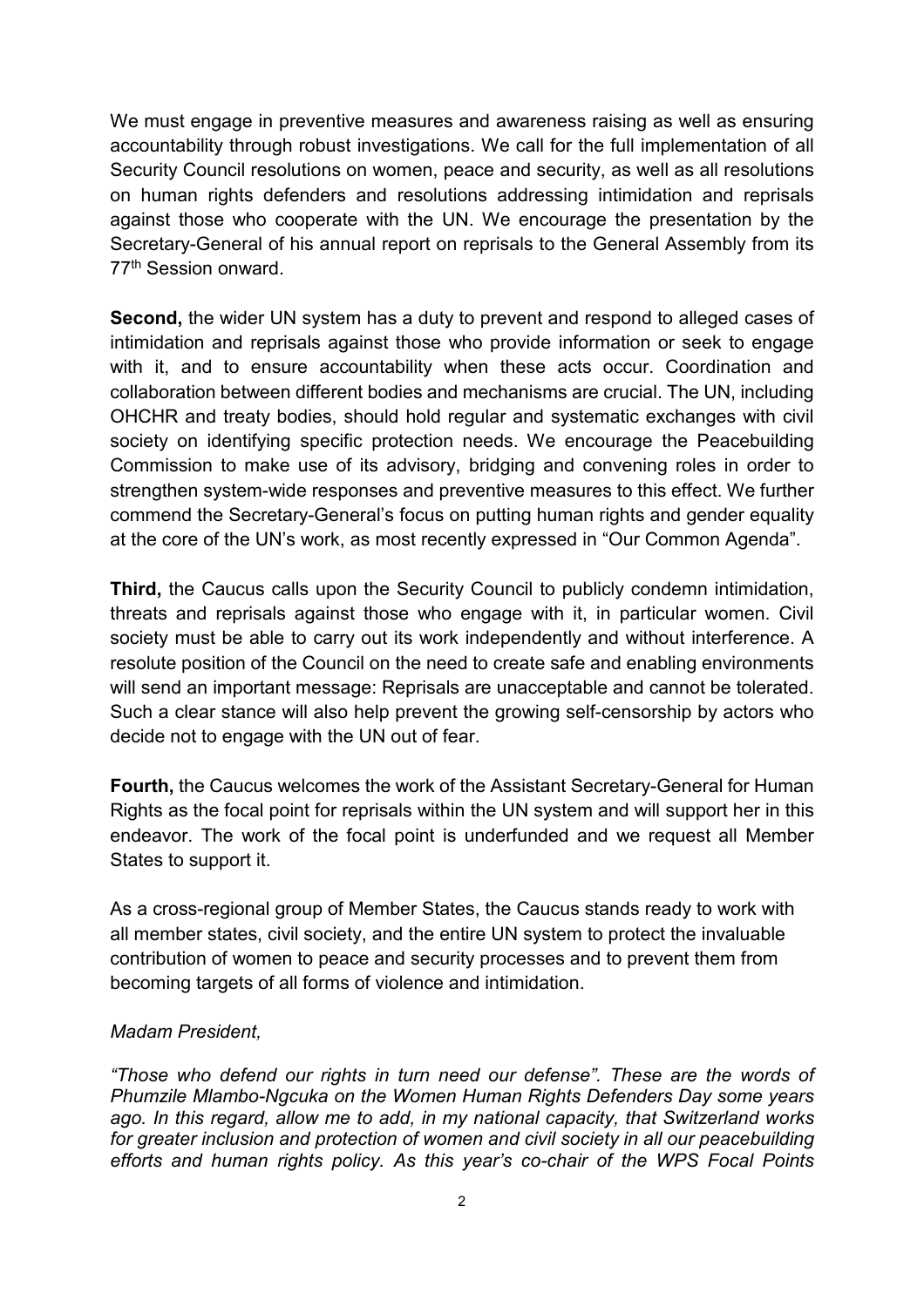We must engage in preventive measures and awareness raising as well as ensuring accountability through robust investigations. We call for the full implementation of all Security Council resolutions on women, peace and security, as well as all resolutions on human rights defenders and resolutions addressing intimidation and reprisals against those who cooperate with the UN. We encourage the presentation by the Secretary-General of his annual report on reprisals to the General Assembly from its 77th Session onward.

**Second,** the wider UN system has a duty to prevent and respond to alleged cases of intimidation and reprisals against those who provide information or seek to engage with it, and to ensure accountability when these acts occur. Coordination and collaboration between different bodies and mechanisms are crucial. The UN, including OHCHR and treaty bodies, should hold regular and systematic exchanges with civil society on identifying specific protection needs. We encourage the Peacebuilding Commission to make use of its advisory, bridging and convening roles in order to strengthen system-wide responses and preventive measures to this effect. We further commend the Secretary-General's focus on putting human rights and gender equality at the core of the UN's work, as most recently expressed in "Our Common Agenda".

**Third,** the Caucus calls upon the Security Council to publicly condemn intimidation, threats and reprisals against those who engage with it, in particular women. Civil society must be able to carry out its work independently and without interference. A resolute position of the Council on the need to create safe and enabling environments will send an important message: Reprisals are unacceptable and cannot be tolerated. Such a clear stance will also help prevent the growing self-censorship by actors who decide not to engage with the UN out of fear.

**Fourth,** the Caucus welcomes the work of the Assistant Secretary-General for Human Rights as the focal point for reprisals within the UN system and will support her in this endeavor. The work of the focal point is underfunded and we request all Member States to support it.

As a cross-regional group of Member States, the Caucus stands ready to work with all member states, civil society, and the entire UN system to protect the invaluable contribution of women to peace and security processes and to prevent them from becoming targets of all forms of violence and intimidation.

*Madam President,*

*"Those who defend our rights in turn need our defense". These are the words of Phumzile Mlambo-Ngcuka on the Women Human Rights Defenders Day some years ago. In this regard, allow me to add, in my national capacity, that Switzerland works for greater inclusion and protection of women and civil society in all our peacebuilding efforts and human rights policy. As this year's co-chair of the WPS Focal Points*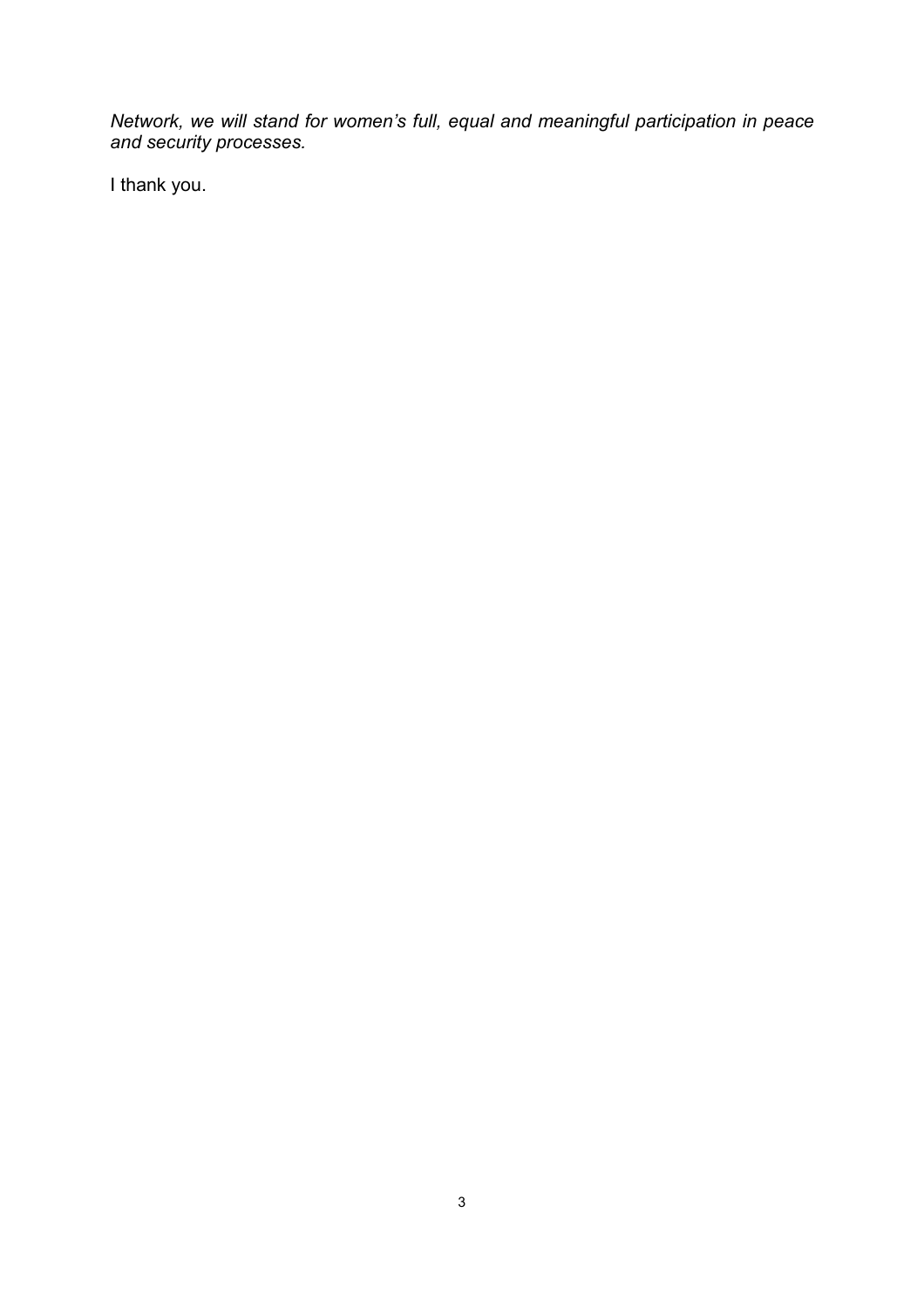*Network, we will stand for women's full, equal and meaningful participation in peace and security processes.*

I thank you.